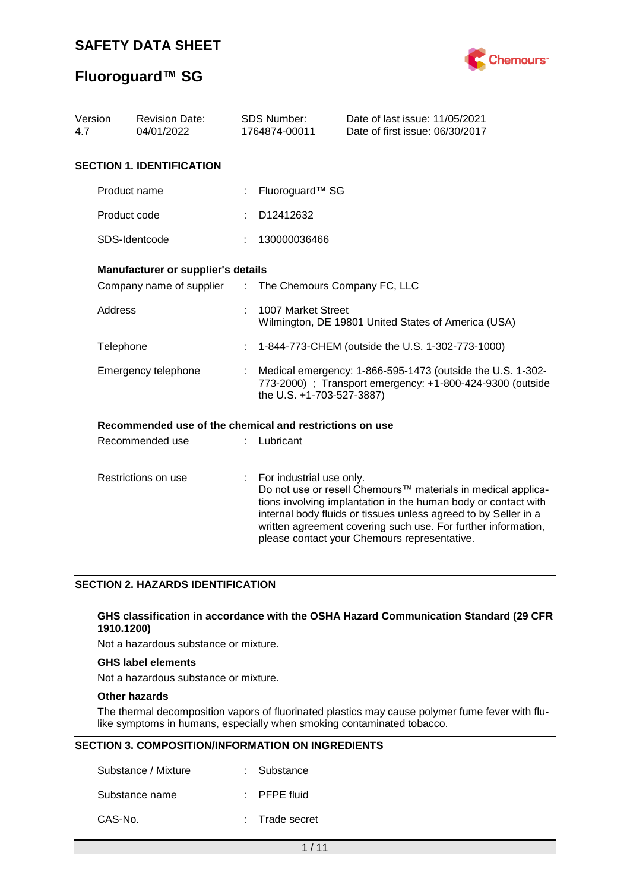# SAFETY DATA SHEET

# Fluoroguard™ SG

| Version | Revision Date: | SDS Number: | Date of last issue: 11/05/2021 |
|---|---|---|---|
| 4.7 | 04/01/2022 | 1764874-00011 | Date of first issue: 06/30/2017 |

## SECTION 1. IDENTIFICATION

Product name : Fluoroguard™ SG

Product code : D12412632

SDS-Identcode : 130000036466

**Manufacturer or supplier's details**

Company name of supplier : The Chemours Company FC, LLC

Address : 1007 Market Street
Wilmington, DE 19801 United States of America (USA)

Telephone : 1-844-773-CHEM (outside the U.S. 1-302-773-1000)

Emergency telephone : Medical emergency: 1-866-595-1473 (outside the U.S. 1-302-773-2000) ; Transport emergency: +1-800-424-9300 (outside the U.S. +1-703-527-3887)

**Recommended use of the chemical and restrictions on use**

Recommended use : Lubricant

Restrictions on use : For industrial use only.
Do not use or resell Chemours™ materials in medical applications involving implantation in the human body or contact with internal body fluids or tissues unless agreed to by Seller in a written agreement covering such use. For further information, please contact your Chemours representative.

## SECTION 2. HAZARDS IDENTIFICATION

**GHS classification in accordance with the OSHA Hazard Communication Standard (29 CFR 1910.1200)**

Not a hazardous substance or mixture.

**GHS label elements**

Not a hazardous substance or mixture.

**Other hazards**

The thermal decomposition vapors of fluorinated plastics may cause polymer fume fever with flu-like symptoms in humans, especially when smoking contaminated tobacco.

## SECTION 3. COMPOSITION/INFORMATION ON INGREDIENTS

Substance / Mixture : Substance

Substance name : PFPE fluid

CAS-No. : Trade secret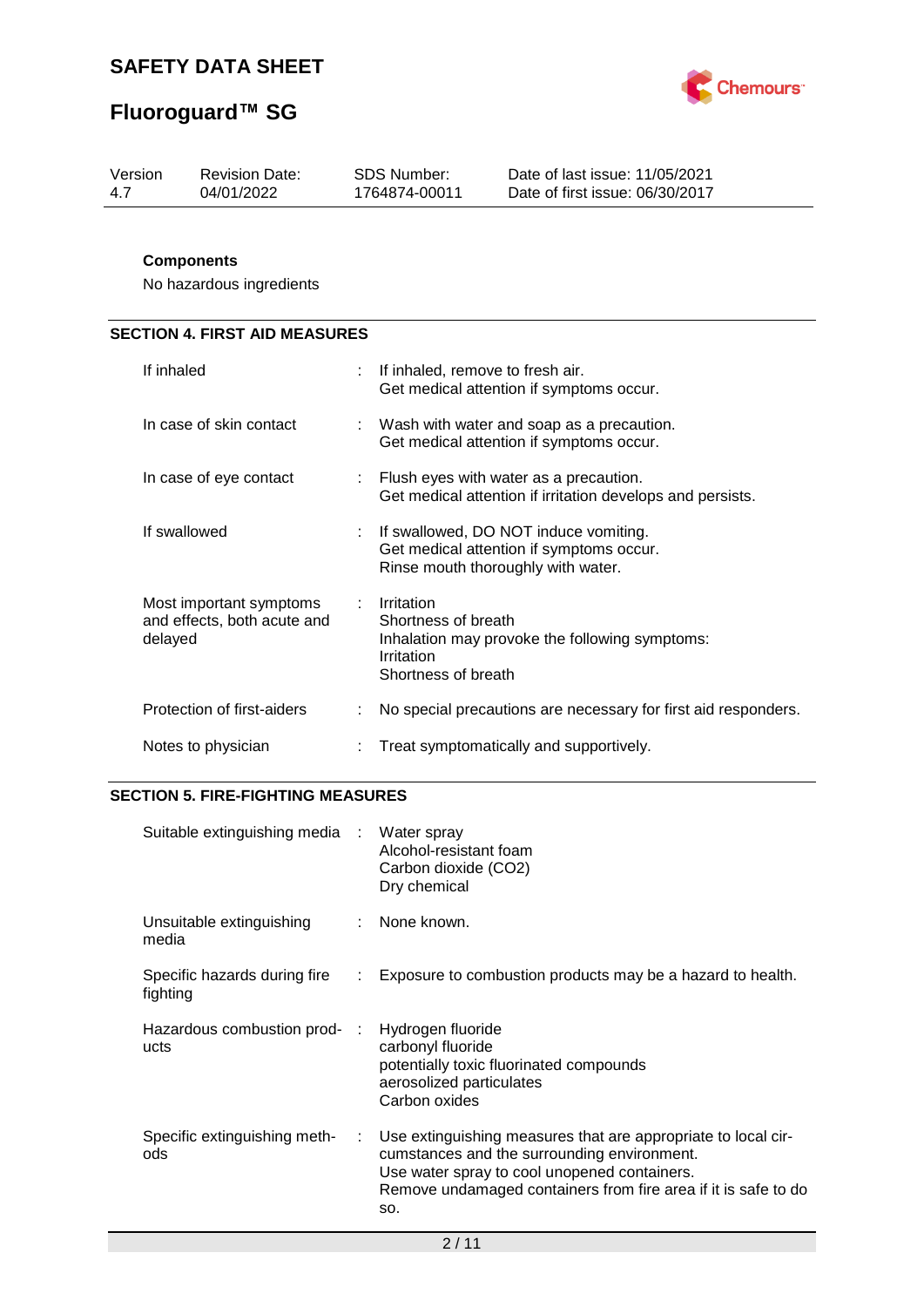**Components**

No hazardous ingredients

## SECTION 4. FIRST AID MEASURES

| | |
|---|---|
| If inhaled | If inhaled, remove to fresh air.<br>Get medical attention if symptoms occur. |
| In case of skin contact | Wash with water and soap as a precaution.<br>Get medical attention if symptoms occur. |
| In case of eye contact | Flush eyes with water as a precaution.<br>Get medical attention if irritation develops and persists. |
| If swallowed | If swallowed, DO NOT induce vomiting.<br>Get medical attention if symptoms occur.<br>Rinse mouth thoroughly with water. |
| Most important symptoms and effects, both acute and delayed | Irritation<br>Shortness of breath<br>Inhalation may provoke the following symptoms:<br>Irritation<br>Shortness of breath |
| Protection of first-aiders | No special precautions are necessary for first aid responders. |
| Notes to physician | Treat symptomatically and supportively. |

## SECTION 5. FIRE-FIGHTING MEASURES

| | |
|---|---|
| Suitable extinguishing media | Water spray<br>Alcohol-resistant foam<br>Carbon dioxide ($CO_2$)<br>Dry chemical |
| Unsuitable extinguishing media | None known. |
| Specific hazards during fire fighting | Exposure to combustion products may be a hazard to health. |
| Hazardous combustion products | Hydrogen fluoride<br>carbonyl fluoride<br>potentially toxic fluorinated compounds<br>aerosolized particulates<br>Carbon oxides |
| Specific extinguishing methods | Use extinguishing measures that are appropriate to local circumstances and the surrounding environment.<br>Use water spray to cool unopened containers.<br>Remove undamaged containers from fire area if it is safe to do so. |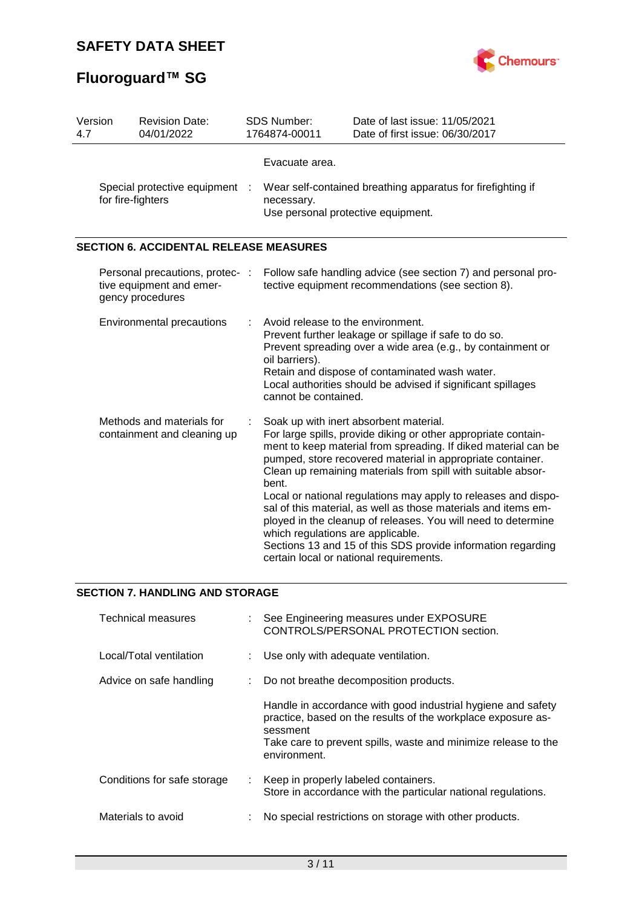| | |
|---|---|
| | Evacuate area. |
| Special protective equipment for fire-fighters | : Wear self-contained breathing apparatus for firefighting if necessary.<br>Use personal protective equipment. |

## SECTION 6. ACCIDENTAL RELEASE MEASURES

| | |
|---|---|
| Personal precautions, protective equipment and emergency procedures | : Follow safe handling advice (see section 7) and personal protective equipment recommendations (see section 8). |
| Environmental precautions | : Avoid release to the environment.<br>Prevent further leakage or spillage if safe to do so.<br>Prevent spreading over a wide area (e.g., by containment or oil barriers).<br>Retain and dispose of contaminated wash water.<br>Local authorities should be advised if significant spillages cannot be contained. |
| Methods and materials for containment and cleaning up | : Soak up with inert absorbent material.<br>For large spills, provide diking or other appropriate containment to keep material from spreading. If diked material can be pumped, store recovered material in appropriate container.<br>Clean up remaining materials from spill with suitable absorbent.<br>Local or national regulations may apply to releases and disposal of this material, as well as those materials and items employed in the cleanup of releases. You will need to determine which regulations are applicable.<br>Sections 13 and 15 of this SDS provide information regarding certain local or national requirements. |

## SECTION 7. HANDLING AND STORAGE

| | |
|---|---|
| Technical measures | : See Engineering measures under EXPOSURE CONTROLS/PERSONAL PROTECTION section. |
| Local/Total ventilation | : Use only with adequate ventilation. |
| Advice on safe handling | : Do not breathe decomposition products.<br><br>Handle in accordance with good industrial hygiene and safety practice, based on the results of the workplace exposure assessment<br>Take care to prevent spills, waste and minimize release to the environment. |
| Conditions for safe storage | : Keep in properly labeled containers.<br>Store in accordance with the particular national regulations. |
| Materials to avoid | : No special restrictions on storage with other products. |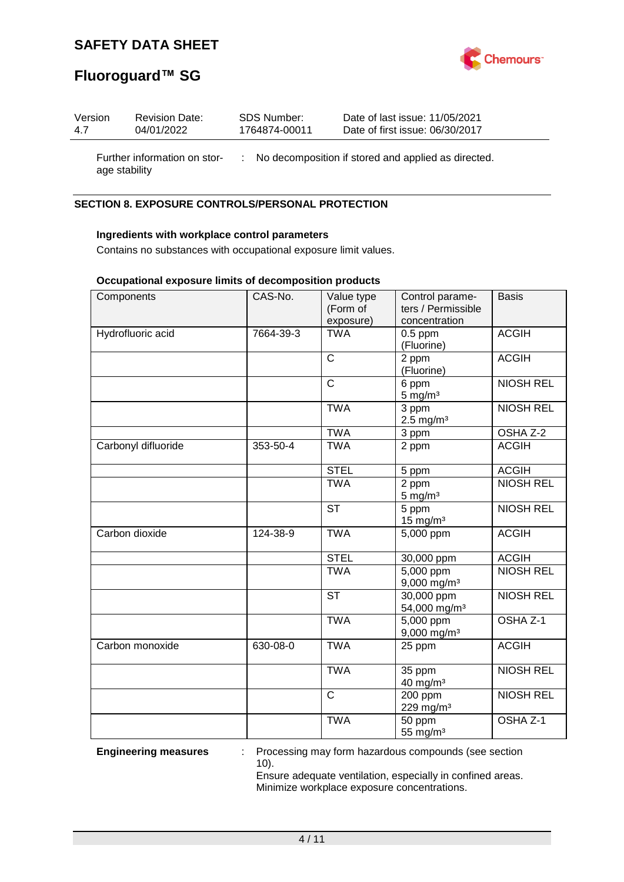Further information on storage stability : No decomposition if stored and applied as directed.

## SECTION 8. EXPOSURE CONTROLS/PERSONAL PROTECTION

**Ingredients with workplace control parameters**

Contains no substances with occupational exposure limit values.

**Occupational exposure limits of decomposition products**

| Components | CAS-No. | Value type (Form of exposure) | Control parameters / Permissible concentration | Basis |
|---|---|---|---|---|
| Hydrofluoric acid | 7664-39-3 | TWA | 0.5 ppm (Fluorine) | ACGIH |
| | | C | 2 ppm (Fluorine) | ACGIH |
| | | C | 6 ppm 5 mg/m³ | NIOSH REL |
| | | TWA | 3 ppm 2.5 mg/m³ | NIOSH REL |
| | | TWA | 3 ppm | OSHA Z-2 |
| Carbonyl difluoride | 353-50-4 | TWA | 2 ppm | ACGIH |
| | | STEL | 5 ppm | ACGIH |
| | | TWA | 2 ppm 5 mg/m³ | NIOSH REL |
| | | ST | 5 ppm 15 mg/m³ | NIOSH REL |
| Carbon dioxide | 124-38-9 | TWA | 5,000 ppm | ACGIH |
| | | STEL | 30,000 ppm | ACGIH |
| | | TWA | 5,000 ppm 9,000 mg/m³ | NIOSH REL |
| | | ST | 30,000 ppm 54,000 mg/m³ | NIOSH REL |
| | | TWA | 5,000 ppm 9,000 mg/m³ | OSHA Z-1 |
| Carbon monoxide | 630-08-0 | TWA | 25 ppm | ACGIH |
| | | TWA | 35 ppm 40 mg/m³ | NIOSH REL |
| | | C | 200 ppm 229 mg/m³ | NIOSH REL |
| | | TWA | 50 ppm 55 mg/m³ | OSHA Z-1 |

**Engineering measures** : Processing may form hazardous compounds (see section 10).
Ensure adequate ventilation, especially in confined areas.
Minimize workplace exposure concentrations.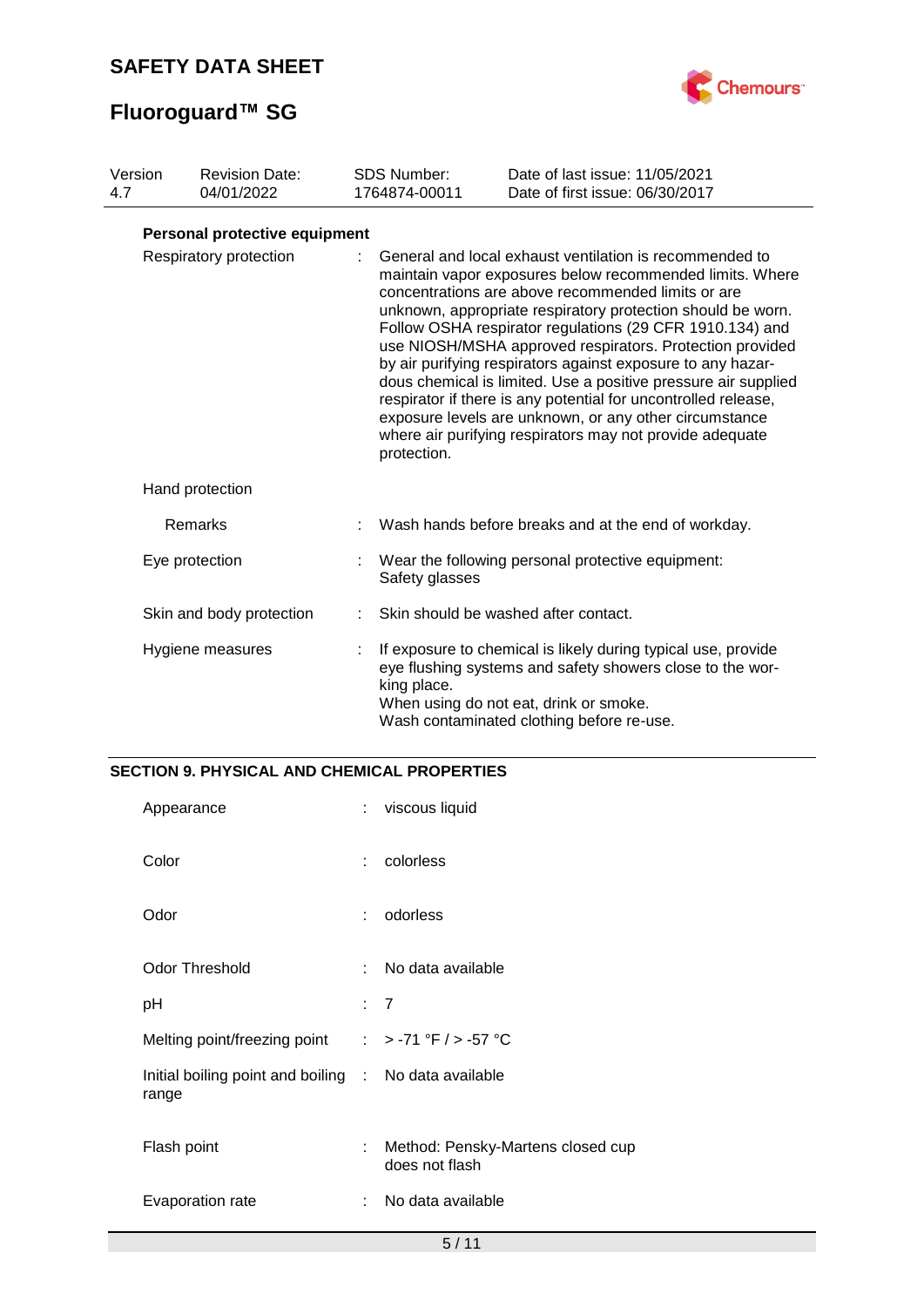### Personal protective equipment

| | | |
|---|---|---|
| Respiratory protection | : | General and local exhaust ventilation is recommended to maintain vapor exposures below recommended limits. Where concentrations are above recommended limits or are unknown, appropriate respiratory protection should be worn. Follow OSHA respirator regulations (29 CFR 1910.134) and use NIOSH/MSHA approved respirators. Protection provided by air purifying respirators against exposure to any hazardous chemical is limited. Use a positive pressure air supplied respirator if there is any potential for uncontrolled release, exposure levels are unknown, or any other circumstance where air purifying respirators may not provide adequate protection. |
| Hand protection | | |
| Remarks | : | Wash hands before breaks and at the end of workday. |
| Eye protection | : | Wear the following personal protective equipment:<br>Safety glasses |
| Skin and body protection | : | Skin should be washed after contact. |
| Hygiene measures | : | If exposure to chemical is likely during typical use, provide eye flushing systems and safety showers close to the working place.<br>When using do not eat, drink or smoke.<br>Wash contaminated clothing before re-use. |

## SECTION 9. PHYSICAL AND CHEMICAL PROPERTIES

| | | |
|---|---|---|
| Appearance | : | viscous liquid |
| Color | : | colorless |
| Odor | : | odorless |
| Odor Threshold | : | No data available |
| pH | : | 7 |
| Melting point/freezing point | : | > -71 °F / > -57 °C |
| Initial boiling point and boiling range | : | No data available |
| Flash point | : | Method: Pensky-Martens closed cup<br>does not flash |
| Evaporation rate | : | No data available |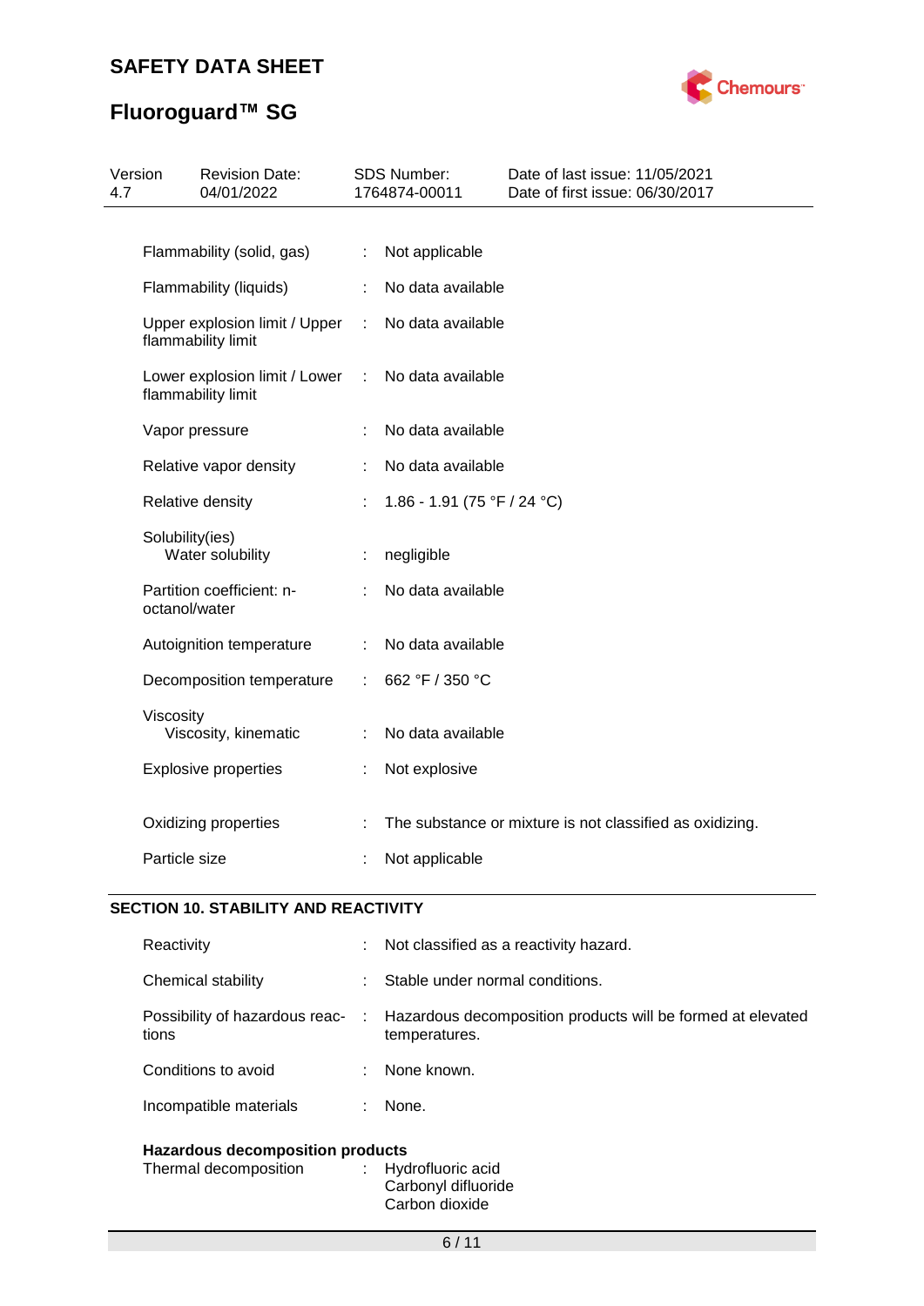| | | |
|---|---|---|
| Flammability (solid, gas) | : | Not applicable |
| Flammability (liquids) | : | No data available |
| Upper explosion limit / Upper flammability limit | : | No data available |
| Lower explosion limit / Lower flammability limit | : | No data available |
| Vapor pressure | : | No data available |
| Relative vapor density | : | No data available |
| Relative density | : | 1.86 - 1.91 (75 °F / 24 °C) |
| Solubility(ies) Water solubility | : | negligible |
| Partition coefficient: n-octanol/water | : | No data available |
| Autoignition temperature | : | No data available |
| Decomposition temperature | : | 662 °F / 350 °C |
| Viscosity Viscosity, kinematic | : | No data available |
| Explosive properties | : | Not explosive |
| Oxidizing properties | : | The substance or mixture is not classified as oxidizing. |
| Particle size | : | Not applicable |

## SECTION 10. STABILITY AND REACTIVITY

| | | |
|---|---|---|
| Reactivity | : | Not classified as a reactivity hazard. |
| Chemical stability | : | Stable under normal conditions. |
| Possibility of hazardous reactions | : | Hazardous decomposition products will be formed at elevated temperatures. |
| Conditions to avoid | : | None known. |
| Incompatible materials | : | None. |

**Hazardous decomposition products**

| | | |
|---|---|---|
| Thermal decomposition | : | Hydrofluoric acid<br>Carbonyl difluoride<br>Carbon dioxide |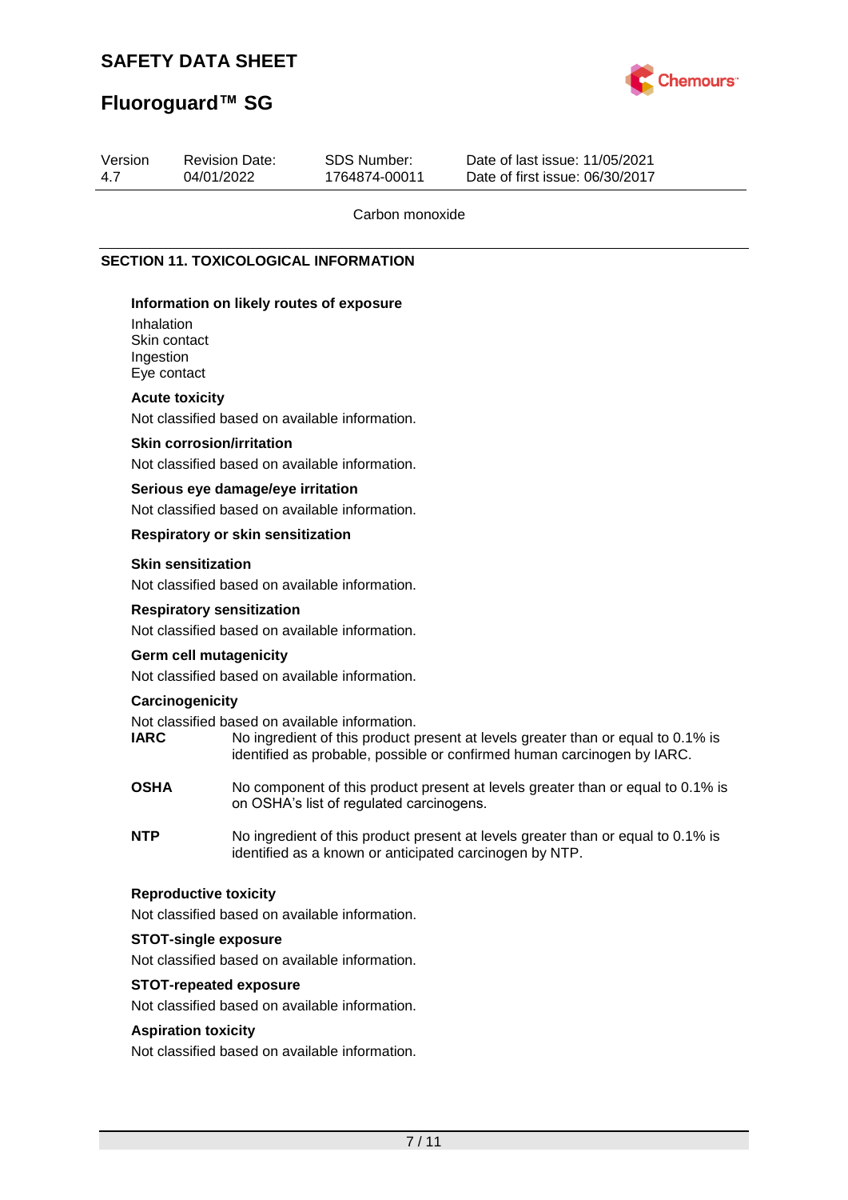Carbon monoxide

## SECTION 11. TOXICOLOGICAL INFORMATION

### Information on likely routes of exposure

Inhalation
Skin contact
Ingestion
Eye contact

### Acute toxicity

Not classified based on available information.

### Skin corrosion/irritation

Not classified based on available information.

### Serious eye damage/eye irritation

Not classified based on available information.

### Respiratory or skin sensitization

### Skin sensitization

Not classified based on available information.

### Respiratory sensitization

Not classified based on available information.

### Germ cell mutagenicity

Not classified based on available information.

### Carcinogenicity

Not classified based on available information.

**IARC** No ingredient of this product present at levels greater than or equal to 0.1% is identified as probable, possible or confirmed human carcinogen by IARC.

**OSHA** No component of this product present at levels greater than or equal to 0.1% is on OSHA's list of regulated carcinogens.

**NTP** No ingredient of this product present at levels greater than or equal to 0.1% is identified as a known or anticipated carcinogen by NTP.

### Reproductive toxicity

Not classified based on available information.

### STOT-single exposure

Not classified based on available information.

### STOT-repeated exposure

Not classified based on available information.

### Aspiration toxicity

Not classified based on available information.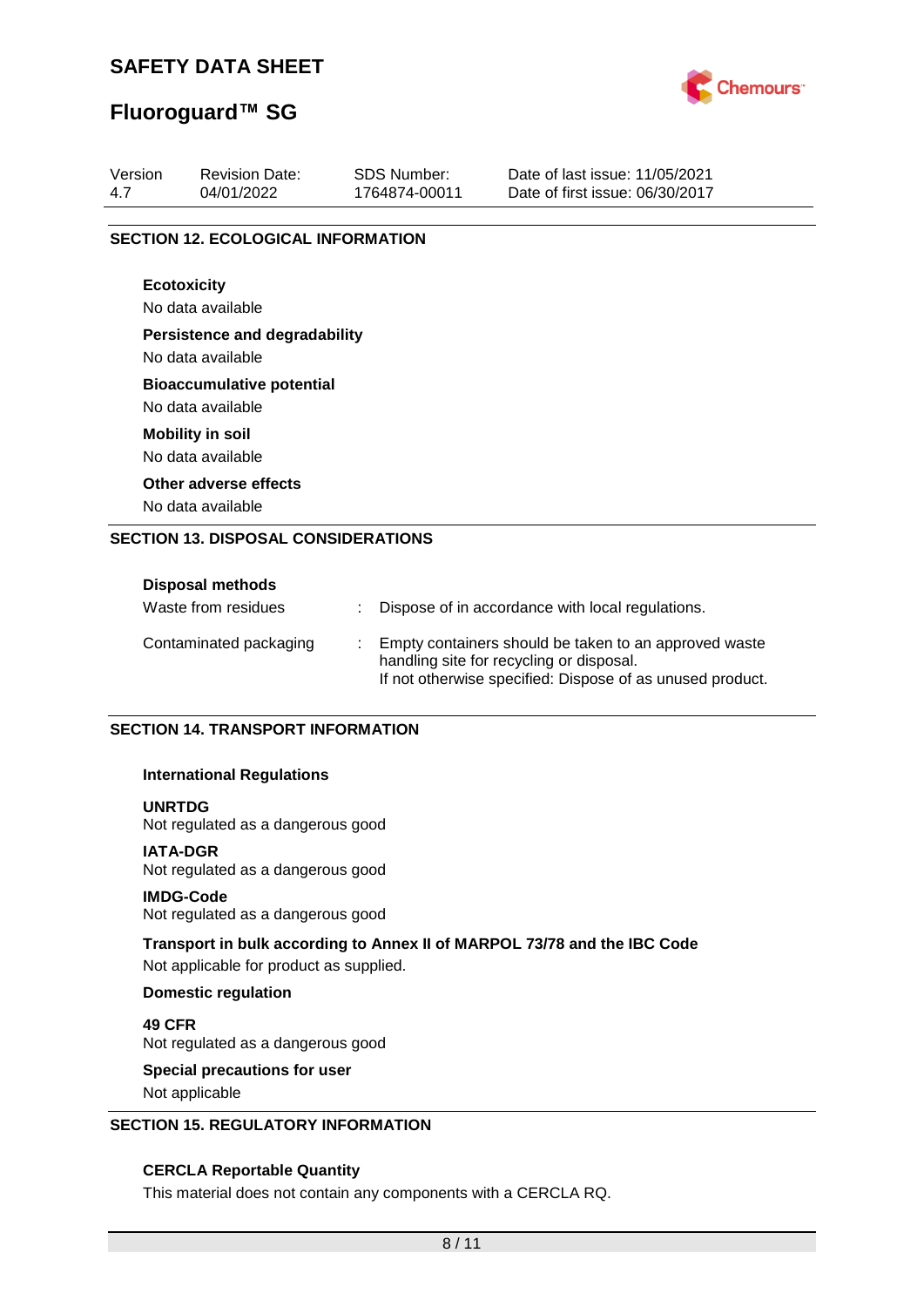## SECTION 12. ECOLOGICAL INFORMATION

**Ecotoxicity**
No data available

**Persistence and degradability**
No data available

**Bioaccumulative potential**
No data available

**Mobility in soil**
No data available

**Other adverse effects**
No data available

## SECTION 13. DISPOSAL CONSIDERATIONS

**Disposal methods**

| | | |
|---|---|---|
| Waste from residues | : | Dispose of in accordance with local regulations. |
| Contaminated packaging | : | Empty containers should be taken to an approved waste handling site for recycling or disposal. If not otherwise specified: Dispose of as unused product. |

## SECTION 14. TRANSPORT INFORMATION

**International Regulations**

**UNRTDG**
Not regulated as a dangerous good

**IATA-DGR**
Not regulated as a dangerous good

**IMDG-Code**
Not regulated as a dangerous good

**Transport in bulk according to Annex II of MARPOL 73/78 and the IBC Code**
Not applicable for product as supplied.

**Domestic regulation**

**49 CFR**
Not regulated as a dangerous good

**Special precautions for user**
Not applicable

## SECTION 15. REGULATORY INFORMATION

**CERCLA Reportable Quantity**
This material does not contain any components with a CERCLA RQ.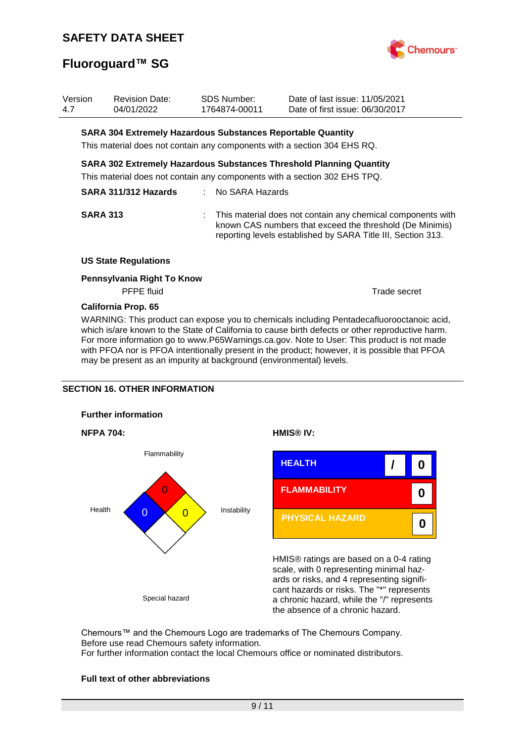**SARA 304 Extremely Hazardous Substances Reportable Quantity**

This material does not contain any components with a section 304 EHS RQ.

**SARA 302 Extremely Hazardous Substances Threshold Planning Quantity**

This material does not contain any components with a section 302 EHS TPQ.

**SARA 311/312 Hazards** : No SARA Hazards

**SARA 313** : This material does not contain any chemical components with known CAS numbers that exceed the threshold (De Minimis) reporting levels established by SARA Title III, Section 313.

**US State Regulations**

**Pennsylvania Right To Know**

| | |
|---|---|
| PFPE fluid | Trade secret |

**California Prop. 65**

WARNING: This product can expose you to chemicals including Pentadecafluorooctanoic acid, which is/are known to the State of California to cause birth defects or other reproductive harm. For more information go to www.P65Warnings.ca.gov. Note to User: This product is not made with PFOA nor is PFOA intentionally present in the product; however, it is possible that PFOA may be present as an impurity at background (environmental) levels.

## SECTION 16. OTHER INFORMATION

**Further information**

**NFPA 704:**

| Health | Flammability | Instability | Special hazard |
|---|---|---|---|
| 0 | 0 | 0 | |

**HMIS® IV:**

| | | |
|---|---|---|
| HEALTH | / | 0 |
| FLAMMABILITY | | 0 |
| PHYSICAL HAZARD | | 0 |

HMIS® ratings are based on a 0-4 rating scale, with 0 representing minimal hazards or risks, and 4 representing significant hazards or risks. The "*" represents a chronic hazard, while the "/" represents the absence of a chronic hazard.

Chemours™ and the Chemours Logo are trademarks of The Chemours Company.
Before use read Chemours safety information.
For further information contact the local Chemours office or nominated distributors.

**Full text of other abbreviations**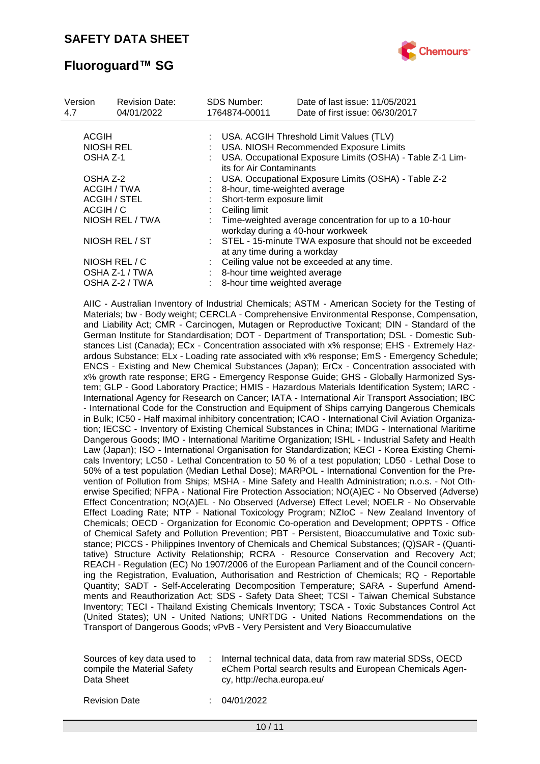| | | |
|---|---|---|
| ACGIH | : | USA. ACGIH Threshold Limit Values (TLV) |
| NIOSH REL | : | USA. NIOSH Recommended Exposure Limits |
| OSHA Z-1 | : | USA. Occupational Exposure Limits (OSHA) - Table Z-1 Limits for Air Contaminants |
| OSHA Z-2 | : | USA. Occupational Exposure Limits (OSHA) - Table Z-2 |
| ACGIH / TWA | : | 8-hour, time-weighted average |
| ACGIH / STEL | : | Short-term exposure limit |
| ACGIH / C | : | Ceiling limit |
| NIOSH REL / TWA | : | Time-weighted average concentration for up to a 10-hour workday during a 40-hour workweek |
| NIOSH REL / ST | : | STEL - 15-minute TWA exposure that should not be exceeded at any time during a workday |
| NIOSH REL / C | : | Ceiling value not be exceeded at any time. |
| OSHA Z-1 / TWA | : | 8-hour time weighted average |
| OSHA Z-2 / TWA | : | 8-hour time weighted average |

AIIC - Australian Inventory of Industrial Chemicals; ASTM - American Society for the Testing of Materials; bw - Body weight; CERCLA - Comprehensive Environmental Response, Compensation, and Liability Act; CMR - Carcinogen, Mutagen or Reproductive Toxicant; DIN - Standard of the German Institute for Standardisation; DOT - Department of Transportation; DSL - Domestic Substances List (Canada); ECx - Concentration associated with x% response; EHS - Extremely Hazardous Substance; ELx - Loading rate associated with x% response; EmS - Emergency Schedule; ENCS - Existing and New Chemical Substances (Japan); ErCx - Concentration associated with x% growth rate response; ERG - Emergency Response Guide; GHS - Globally Harmonized System; GLP - Good Laboratory Practice; HMIS - Hazardous Materials Identification System; IARC - International Agency for Research on Cancer; IATA - International Air Transport Association; IBC - International Code for the Construction and Equipment of Ships carrying Dangerous Chemicals in Bulk; IC50 - Half maximal inhibitory concentration; ICAO - International Civil Aviation Organization; IECSC - Inventory of Existing Chemical Substances in China; IMDG - International Maritime Dangerous Goods; IMO - International Maritime Organization; ISHL - Industrial Safety and Health Law (Japan); ISO - International Organisation for Standardization; KECI - Korea Existing Chemicals Inventory; LC50 - Lethal Concentration to 50 % of a test population; LD50 - Lethal Dose to 50% of a test population (Median Lethal Dose); MARPOL - International Convention for the Prevention of Pollution from Ships; MSHA - Mine Safety and Health Administration; n.o.s. - Not Otherwise Specified; NFPA - National Fire Protection Association; NO(A)EC - No Observed (Adverse) Effect Concentration; NO(A)EL - No Observed (Adverse) Effect Level; NOELR - No Observable Effect Loading Rate; NTP - National Toxicology Program; NZIoC - New Zealand Inventory of Chemicals; OECD - Organization for Economic Co-operation and Development; OPPTS - Office of Chemical Safety and Pollution Prevention; PBT - Persistent, Bioaccumulative and Toxic substance; PICCS - Philippines Inventory of Chemicals and Chemical Substances; (Q)SAR - (Quantitative) Structure Activity Relationship; RCRA - Resource Conservation and Recovery Act; REACH - Regulation (EC) No 1907/2006 of the European Parliament and of the Council concerning the Registration, Evaluation, Authorisation and Restriction of Chemicals; RQ - Reportable Quantity; SADT - Self-Accelerating Decomposition Temperature; SARA - Superfund Amendments and Reauthorization Act; SDS - Safety Data Sheet; TCSI - Taiwan Chemical Substance Inventory; TECI - Thailand Existing Chemicals Inventory; TSCA - Toxic Substances Control Act (United States); UN - United Nations; UNRTDG - United Nations Recommendations on the Transport of Dangerous Goods; vPvB - Very Persistent and Very Bioaccumulative

| | | |
|---|---|---|
| Sources of key data used to compile the Material Safety Data Sheet | : | Internal technical data, data from raw material SDSs, OECD eChem Portal search results and European Chemicals Agency, http://echa.europa.eu/ |
| Revision Date | : | 04/01/2022 |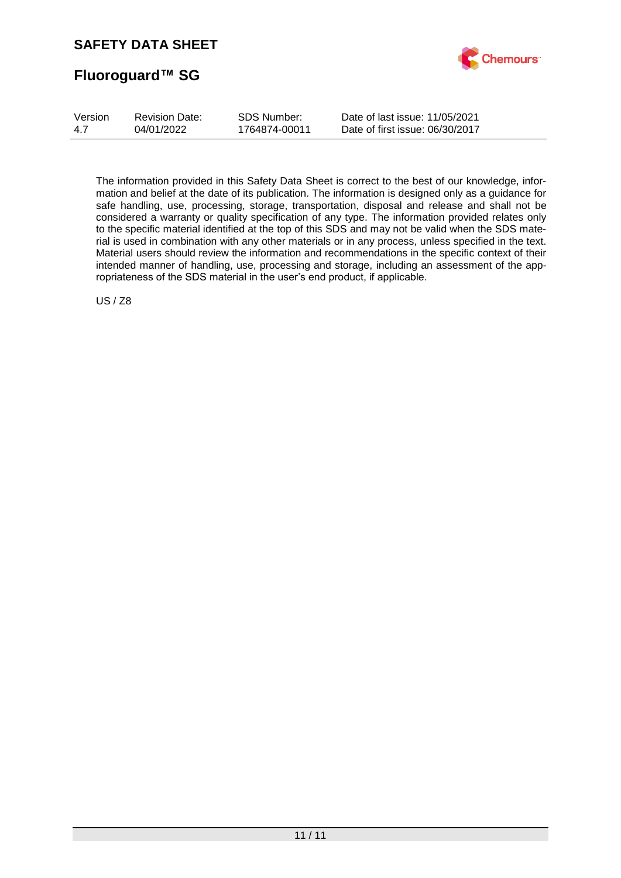The information provided in this Safety Data Sheet is correct to the best of our knowledge, information and belief at the date of its publication. The information is designed only as a guidance for safe handling, use, processing, storage, transportation, disposal and release and shall not be considered a warranty or quality specification of any type. The information provided relates only to the specific material identified at the top of this SDS and may not be valid when the SDS material is used in combination with any other materials or in any process, unless specified in the text. Material users should review the information and recommendations in the specific context of their intended manner of handling, use, processing and storage, including an assessment of the appropriateness of the SDS material in the user's end product, if applicable.

US / Z8